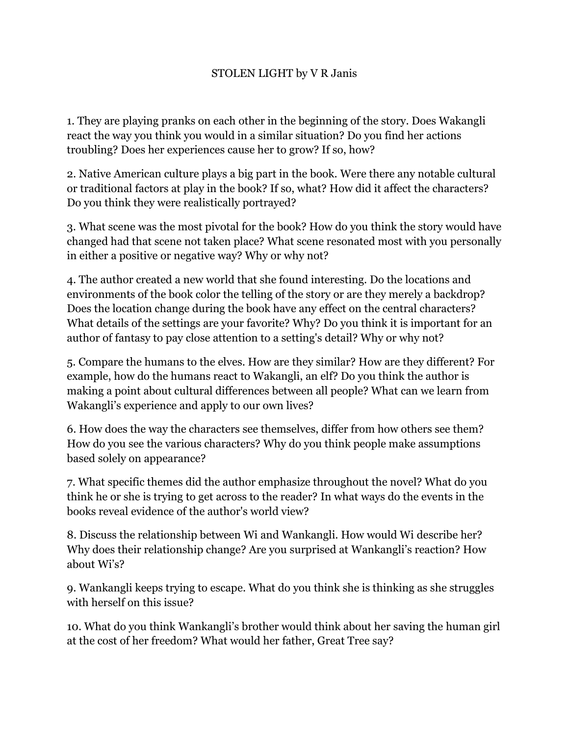# STOLEN LIGHT by V R Janis

1. They are playing pranks on each other in the beginning of the story. Does Wakangli react the way you think you would in a similar situation? Do you find her actions troubling? Does her experiences cause her to grow? If so, how?

2. Native American culture plays a big part in the book. Were there any notable cultural or traditional factors at play in the book? If so, what? How did it affect the characters? Do you think they were realistically portrayed?

3. What scene was the most pivotal for the book? How do you think the story would have changed had that scene not taken place? What scene resonated most with you personally in either a positive or negative way? Why or why not?

4. The author created a new world that she found interesting. Do the locations and environments of the book color the telling of the story or are they merely a backdrop? Does the location change during the book have any effect on the central characters? What details of the settings are your favorite? Why? Do you think it is important for an author of fantasy to pay close attention to a setting's detail? Why or why not?

5. Compare the humans to the elves. How are they similar? How are they different? For example, how do the humans react to Wakangli, an elf? Do you think the author is making a point about cultural differences between all people? What can we learn from Wakangli's experience and apply to our own lives?

6. How does the way the characters see themselves, differ from how others see them? How do you see the various characters? Why do you think people make assumptions based solely on appearance?

7. What specific themes did the author emphasize throughout the novel? What do you think he or she is trying to get across to the reader? In what ways do the events in the books reveal evidence of the author's world view?

8. Discuss the relationship between Wi and Wankangli. How would Wi describe her? Why does their relationship change? Are you surprised at Wankangli's reaction? How about Wi's?

9. Wankangli keeps trying to escape. What do you think she is thinking as she struggles with herself on this issue?

10. What do you think Wankangli's brother would think about her saving the human girl at the cost of her freedom? What would her father, Great Tree say?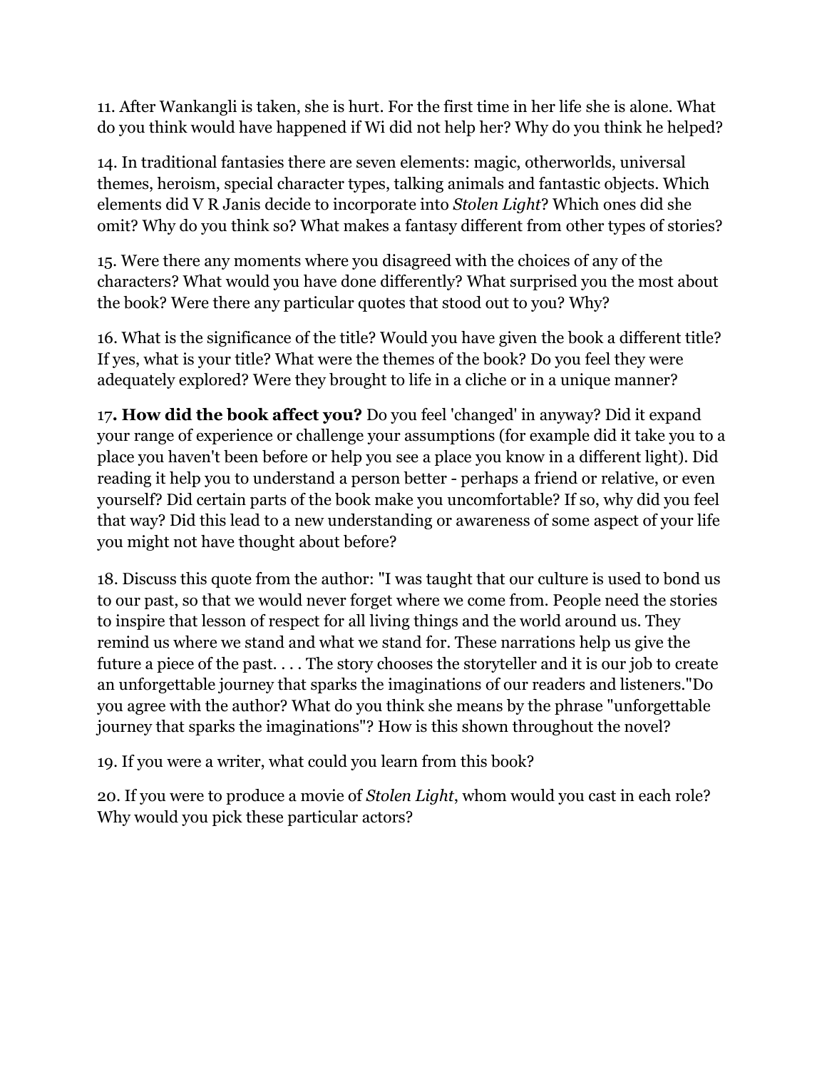11. After Wankangli is taken, she is hurt. For the first time in her life she is alone. What do you think would have happened if Wi did not help her? Why do you think he helped?

14. In traditional fantasies there are seven elements: magic, otherworlds, universal themes, heroism, special character types, talking animals and fantastic objects. Which elements did V R Janis decide to incorporate into *Stolen Light*? Which ones did she omit? Why do you think so? What makes a fantasy different from other types of stories?

15. Were there any moments where you disagreed with the choices of any of the characters? What would you have done differently? What surprised you the most about the book? Were there any particular quotes that stood out to you? Why?

16. What is the significance of the title? Would you have given the book a different title? If yes, what is your title? What were the themes of the book? Do you feel they were adequately explored? Were they brought to life in a cliche or in a unique manner?

17**. How did the book affect you?** Do you feel 'changed' in anyway? Did it expand your range of experience or challenge your assumptions (for example did it take you to a place you haven't been before or help you see a place you know in a different light). Did reading it help you to understand a person better - perhaps a friend or relative, or even yourself? Did certain parts of the book make you uncomfortable? If so, why did you feel that way? Did this lead to a new understanding or awareness of some aspect of your life you might not have thought about before?

18. Discuss this quote from the author: "I was taught that our culture is used to bond us to our past, so that we would never forget where we come from. People need the stories to inspire that lesson of respect for all living things and the world around us. They remind us where we stand and what we stand for. These narrations help us give the future a piece of the past. . . . The story chooses the storyteller and it is our job to create an unforgettable journey that sparks the imaginations of our readers and listeners."Do you agree with the author? What do you think she means by the phrase "unforgettable journey that sparks the imaginations"? How is this shown throughout the novel?

19. If you were a writer, what could you learn from this book?

20. If you were to produce a movie of *Stolen Light*, whom would you cast in each role? Why would you pick these particular actors?